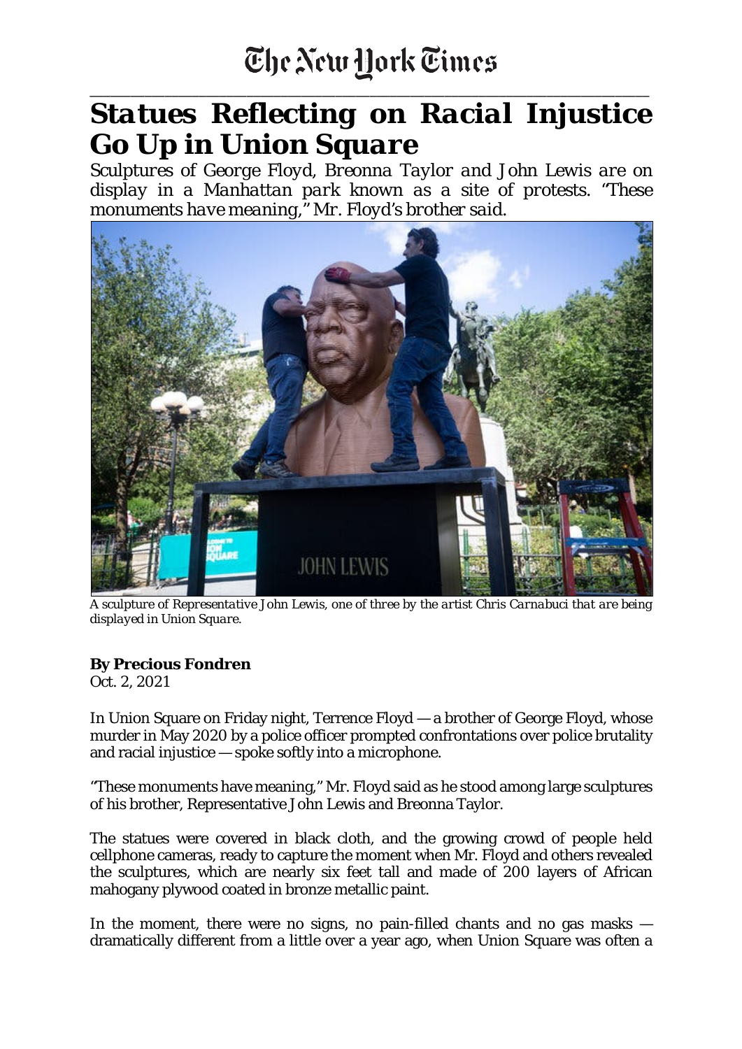The New York Times

# Statues Reflecting on Racial Injustice Go Up in Union Square

*Sculptures of George Floyd, Breonna Taylor and John Lewis are on display in a Manhattan park known as a site of protests. "These monuments have meaning," Mr. Floyd's brother said.*

*A sculpture of Representative John Lewis, one of three by the artist Chris Carnabuci that are being displayed in Union Square.*

**By Precious Fondren**

Oct. 2, 2021

In Union Square on Friday night, Terrence Floyd — a brother of George Floyd, whose murder in May 2020 by a police officer prompted confrontations over police brutality and racial injustice — spoke softly into a microphone.

"These monuments have meaning," Mr. Floyd said as he stood among large sculptures of his brother, Representative John Lewis and Breonna Taylor.

The statues were covered in black cloth, and the growing crowd of people held cellphone cameras, ready to capture the moment when Mr. Floyd and others revealed the sculptures, which are nearly six feet tall and made of 200 layers of African mahogany plywood coated in bronze metallic paint.

In the moment, there were no signs, no pain-filled chants and no gas masks — dramatically different from a little over a year ago, when Union Square was often a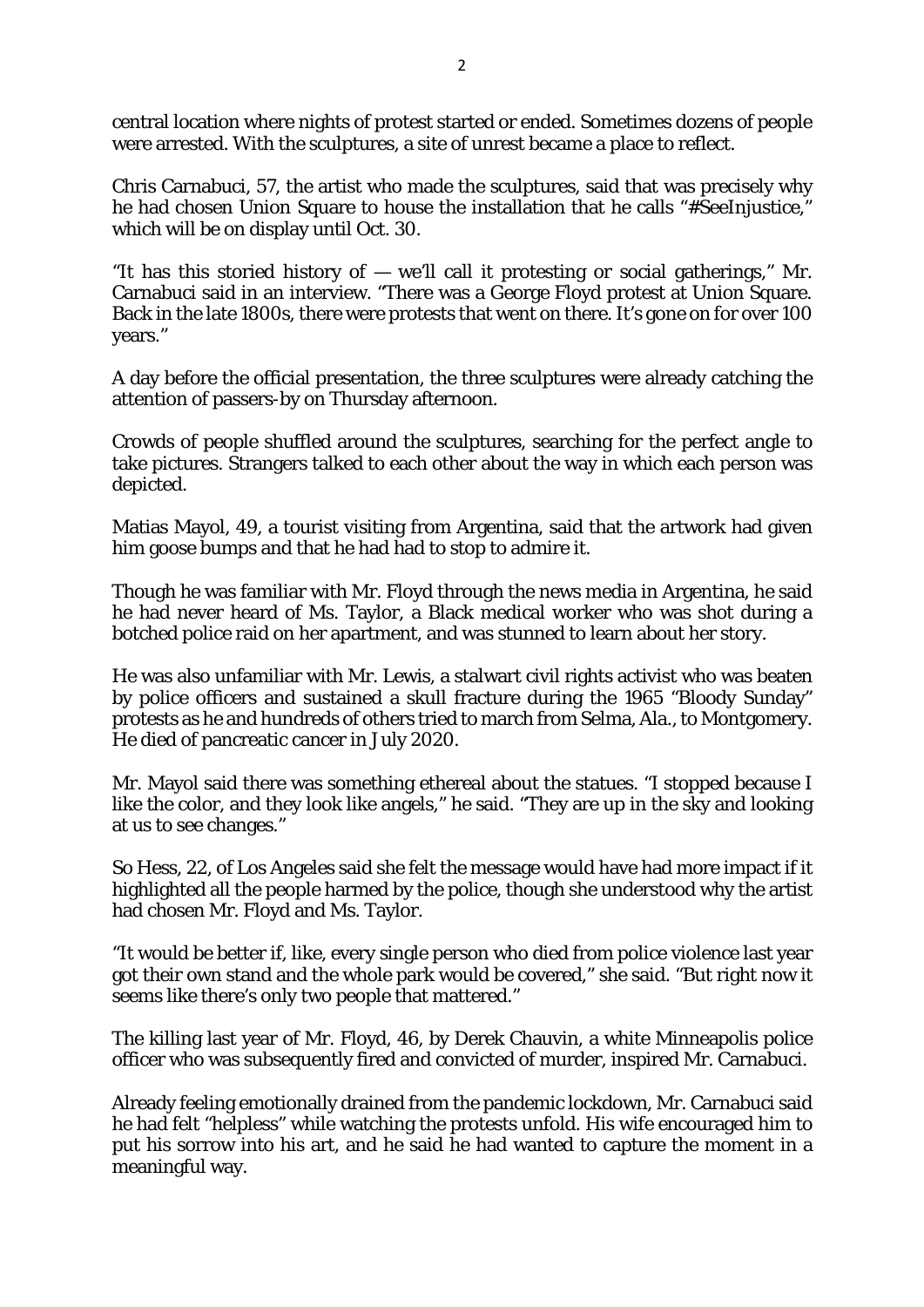central location where nights of protest started or ended. Sometimes dozens of people were arrested. With the sculptures, a site of unrest became a place to reflect.

Chris Carnabuci, 57, the artist who made the sculptures, said that was precisely why he had chosen Union Square to house the installation that he calls "#SeeInjustice," which will be on display until Oct. 30.

"It has this storied history of — we'll call it protesting or social gatherings," Mr. Carnabuci said in an interview. "There was a George Floyd protest at Union Square. Back in the late 1800s, there were protests that went on there. It's gone on for over 100 years."

A day before the official presentation, the three sculptures were already catching the attention of passers-by on Thursday afternoon.

Crowds of people shuffled around the sculptures, searching for the perfect angle to take pictures. Strangers talked to each other about the way in which each person was depicted.

Matias Mayol, 49, a tourist visiting from Argentina, said that the artwork had given him goose bumps and that he had had to stop to admire it.

Though he was familiar with Mr. Floyd through the news media in Argentina, he said he had never heard of Ms. Taylor, a Black medical worker who was shot during a botched police raid on her apartment, and was stunned to learn about her story.

He was also unfamiliar with Mr. Lewis, a stalwart civil rights activist who was beaten by police officers and sustained a skull fracture during the 1965 "Bloody Sunday" protests as he and hundreds of others tried to march from Selma, Ala., to Montgomery. He died of pancreatic cancer in July 2020.

Mr. Mayol said there was something ethereal about the statues. "I stopped because I like the color, and they look like angels," he said. "They are up in the sky and looking at us to see changes."

So Hess, 22, of Los Angeles said she felt the message would have had more impact if it highlighted all the people harmed by the police, though she understood why the artist had chosen Mr. Floyd and Ms. Taylor.

"It would be better if, like, every single person who died from police violence last year got their own stand and the whole park would be covered," she said. "But right now it seems like there's only two people that mattered."

The killing last year of Mr. Floyd, 46, by Derek Chauvin, a white Minneapolis police officer who was subsequently fired and convicted of murder, inspired Mr. Carnabuci.

Already feeling emotionally drained from the pandemic lockdown, Mr. Carnabuci said he had felt "helpless" while watching the protests unfold. His wife encouraged him to put his sorrow into his art, and he said he had wanted to capture the moment in a meaningful way.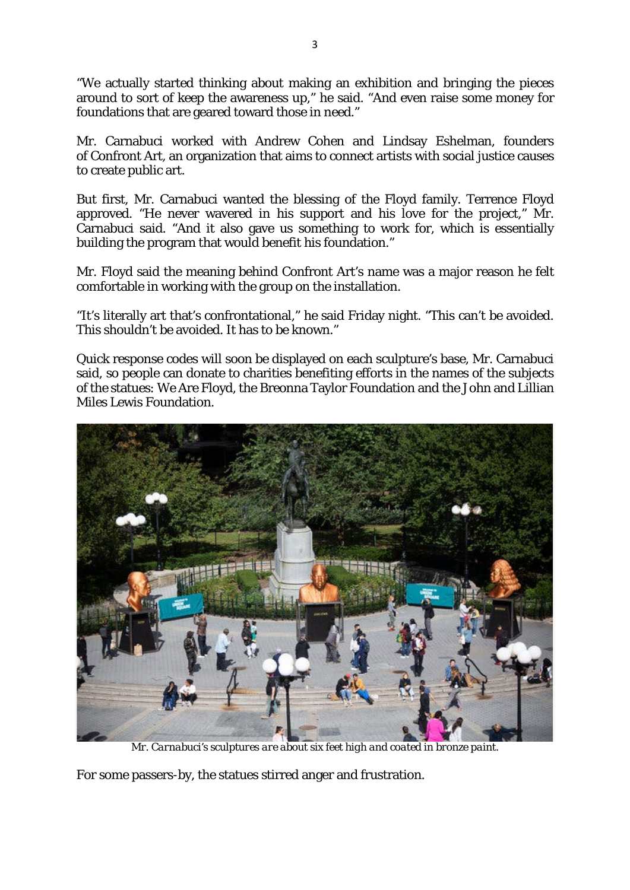"We actually started thinking about making an exhibition and bringing the pieces around to sort of keep the awareness up," he said. "And even raise some money for foundations that are geared toward those in need."

Mr. Carnabuci worked with Andrew Cohen and Lindsay Eshelman, founders of Confront Art, an organization that aims to connect artists with social justice causes to create public art.

But first, Mr. Carnabuci wanted the blessing of the Floyd family. Terrence Floyd approved. "He never wavered in his support and his love for the project," Mr. Carnabuci said. "And it also gave us something to work for, which is essentially building the program that would benefit his foundation."

Mr. Floyd said the meaning behind Confront Art's name was a major reason he felt comfortable in working with the group on the installation.

"It's literally art that's confrontational," he said Friday night. "This can't be avoided. This shouldn't be avoided. It has to be known."

Quick response codes will soon be displayed on each sculpture's base, Mr. Carnabuci said, so people can donate to charities benefiting efforts in the names of the subjects of the statues: We Are Floyd, the Breonna Taylor Foundation and the John and Lillian Miles Lewis Foundation.

*Mr. Carnabuci's sculptures are about six feet high and coated in bronze paint.*

For some passers-by, the statues stirred anger and frustration.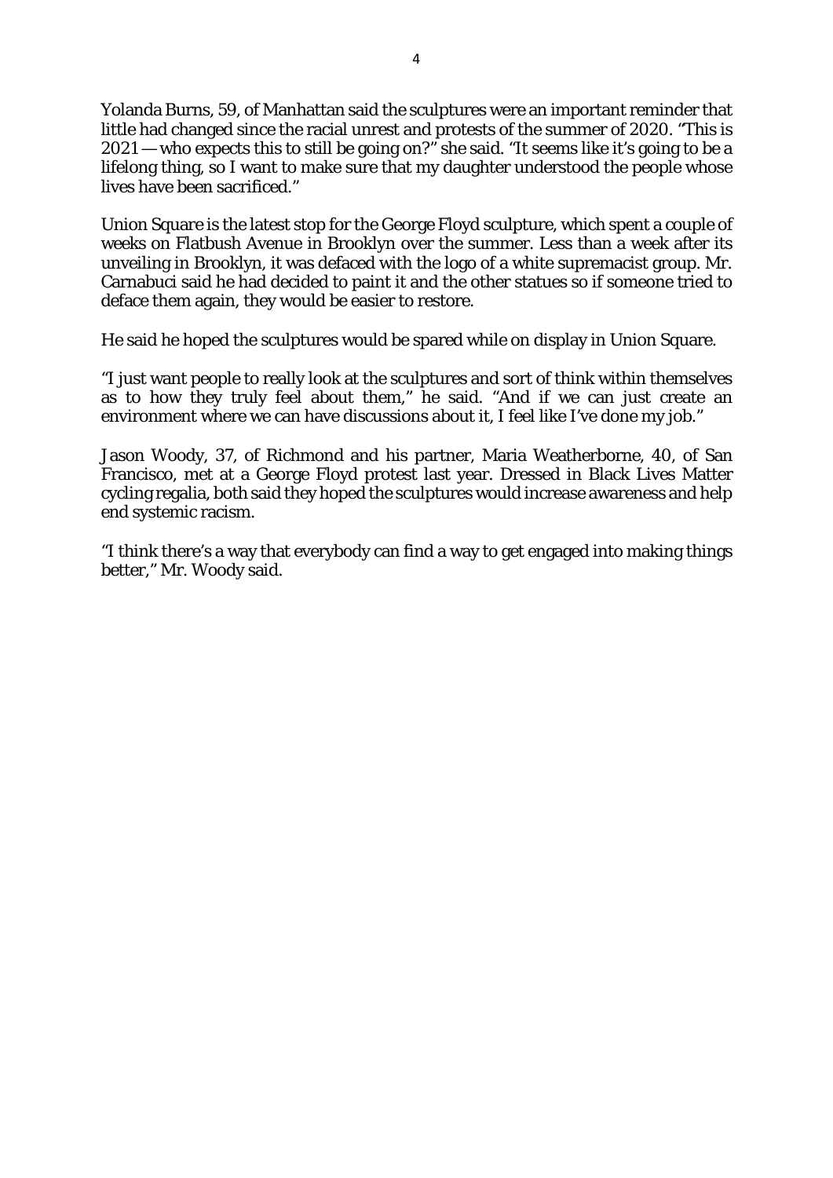Yolanda Burns, 59, of Manhattan said the sculptures were an important reminder that little had changed since the racial unrest and protests of the summer of 2020. "This is 2021 — who expects this to still be going on?" she said. "It seems like it's going to be a lifelong thing, so I want to make sure that my daughter understood the people whose lives have been sacrificed."

Union Square is the latest stop for the George Floyd sculpture, which spent a couple of weeks on Flatbush Avenue in Brooklyn over the summer. Less than a week after its unveiling in Brooklyn, it was defaced with the logo of a white supremacist group. Mr. Carnabuci said he had decided to paint it and the other statues so if someone tried to deface them again, they would be easier to restore.

He said he hoped the sculptures would be spared while on display in Union Square.

"I just want people to really look at the sculptures and sort of think within themselves as to how they truly feel about them," he said. "And if we can just create an environment where we can have discussions about it, I feel like I've done my job."

Jason Woody, 37, of Richmond and his partner, Maria Weatherborne, 40, of San Francisco, met at a George Floyd protest last year. Dressed in Black Lives Matter cycling regalia, both said they hoped the sculptures would increase awareness and help end systemic racism.

"I think there's a way that everybody can find a way to get engaged into making things better," Mr. Woody said.